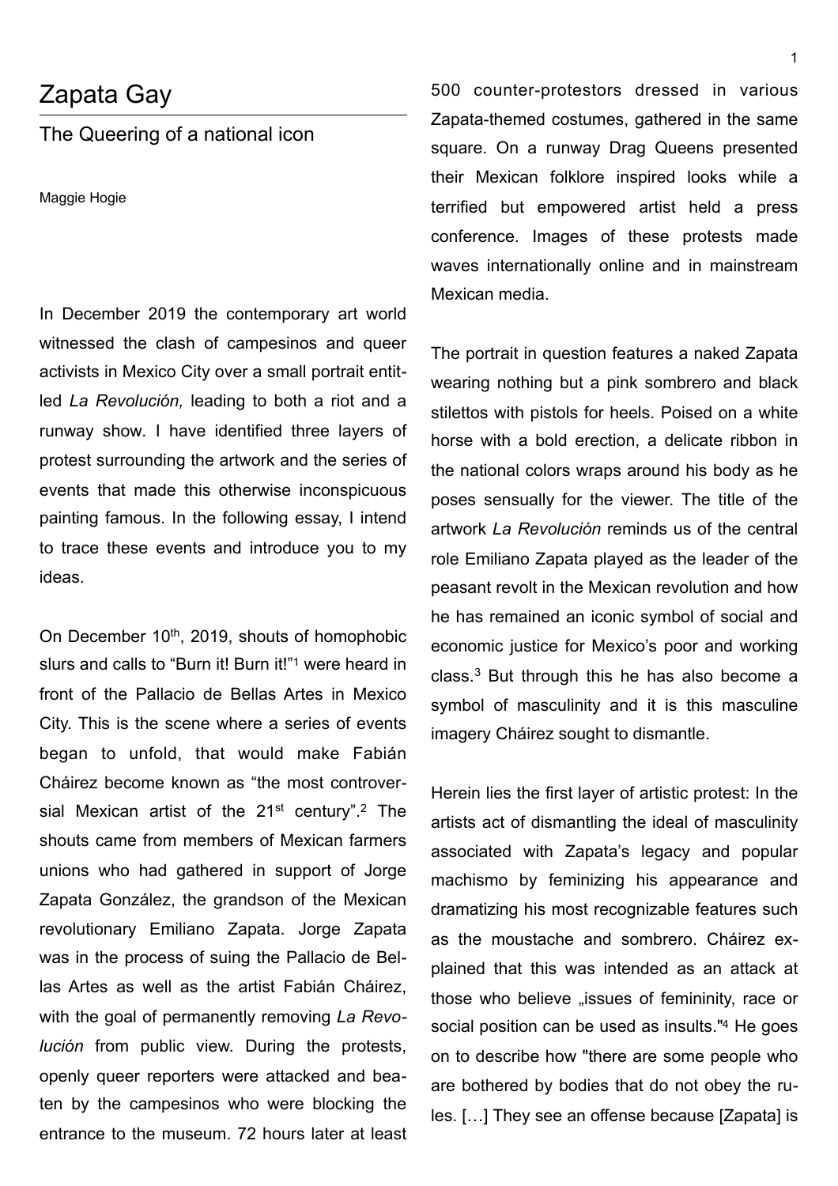# Zapata Gay

## The Queering of a national icon

Maggie Hogie

In December 2019 the contemporary art world witnessed the clash of campesinos and queer activists in Mexico City over a small portrait entitled *La Revolución,* leading to both a riot and a runway show. I have identified three layers of protest surrounding the artwork and the series of events that made this otherwise inconspicuous painting famous. In the following essay, I intend to trace these events and introduce you to my ideas.

On December 10th, 2019, shouts of homophobic slurs and calls to "Burn it! Burn it!"[1] were heard in front of the Pallacio de Bellas Artes in Mexico City. This is the scene where a series of events began to unfold, that would make Fabián Cháirez become known as "the most controversial Mexican artist of the 21st century".[2] The shouts came from members of Mexican farmers unions who had gathered in support of Jorge Zapata González, the grandson of the Mexican revolutionary Emiliano Zapata. Jorge Zapata was in the process of suing the Pallacio de Bellas Artes as well as the artist Fabián Cháirez, with the goal of permanently removing *La Revolución* from public view. During the protests, openly queer reporters were attacked and beaten by the campesinos who were blocking the entrance to the museum. 72 hours later at least 500 counter-protestors dressed in various Zapata-themed costumes, gathered in the same square. On a runway Drag Queens presented their Mexican folklore inspired looks while a terrified but empowered artist held a press conference. Images of these protests made waves internationally online and in mainstream Mexican media.

The portrait in question features a naked Zapata wearing nothing but a pink sombrero and black stilettos with pistols for heels. Poised on a white horse with a bold erection, a delicate ribbon in the national colors wraps around his body as he poses sensually for the viewer. The title of the artwork *La Revolución* reminds us of the central role Emiliano Zapata played as the leader of the peasant revolt in the Mexican revolution and how he has remained an iconic symbol of social and economic justice for Mexico's poor and working class.[3] But through this he has also become a symbol of masculinity and it is this masculine imagery Cháirez sought to dismantle.

Herein lies the first layer of artistic protest: In the artists act of dismantling the ideal of masculinity associated with Zapata's legacy and popular machismo by feminizing his appearance and dramatizing his most recognizable features such as the moustache and sombrero. Cháirez explained that this was intended as an attack at those who believe „issues of femininity, race or social position can be used as insults."[4] He goes on to describe how "there are some people who are bothered by bodies that do not obey the rules. […] They see an offense because [Zapata] is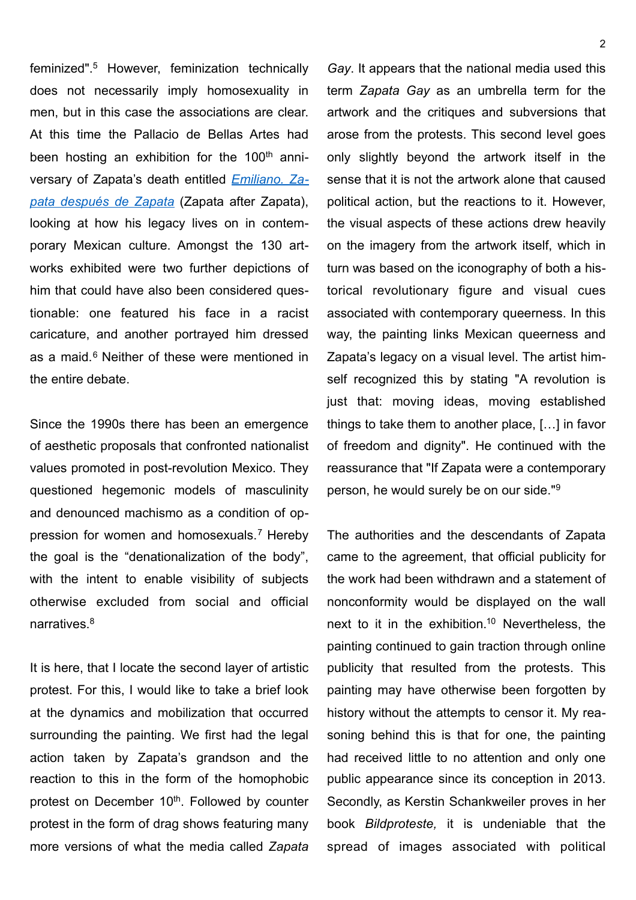feminized".[5] However, feminization technically does not necessarily imply homosexuality in men, but in this case the associations are clear. At this time the Pallacio de Bellas Artes had been hosting an exhibition for the 100th anniversary of Zapata's death entitled [*Emiliano. Zapata después de Zapata*]() (Zapata after Zapata), looking at how his legacy lives on in contemporary Mexican culture. Amongst the 130 artworks exhibited were two further depictions of him that could have also been considered questionable: one featured his face in a racist caricature, and another portrayed him dressed as a maid.[6] Neither of these were mentioned in the entire debate.

Since the 1990s there has been an emergence of aesthetic proposals that confronted nationalist values promoted in post-revolution Mexico. They questioned hegemonic models of masculinity and denounced machismo as a condition of oppression for women and homosexuals.[7] Hereby the goal is the "denationalization of the body", with the intent to enable visibility of subjects otherwise excluded from social and official narratives.[8]

It is here, that I locate the second layer of artistic protest. For this, I would like to take a brief look at the dynamics and mobilization that occurred surrounding the painting. We first had the legal action taken by Zapata's grandson and the reaction to this in the form of the homophobic protest on December 10th. Followed by counter protest in the form of drag shows featuring many more versions of what the media called *Zapata Gay*. It appears that the national media used this term *Zapata Gay* as an umbrella term for the artwork and the critiques and subversions that arose from the protests. This second level goes only slightly beyond the artwork itself in the sense that it is not the artwork alone that caused political action, but the reactions to it. However, the visual aspects of these actions drew heavily on the imagery from the artwork itself, which in turn was based on the iconography of both a historical revolutionary figure and visual cues associated with contemporary queerness. In this way, the painting links Mexican queerness and Zapata's legacy on a visual level. The artist himself recognized this by stating "A revolution is just that: moving ideas, moving established things to take them to another place, […] in favor of freedom and dignity". He continued with the reassurance that "If Zapata were a contemporary person, he would surely be on our side."[9]

The authorities and the descendants of Zapata came to the agreement, that official publicity for the work had been withdrawn and a statement of nonconformity would be displayed on the wall next to it in the exhibition.[10] Nevertheless, the painting continued to gain traction through online publicity that resulted from the protests. This painting may have otherwise been forgotten by history without the attempts to censor it. My reasoning behind this is that for one, the painting had received little to no attention and only one public appearance since its conception in 2013. Secondly, as Kerstin Schankweiler proves in her book *Bildproteste,* it is undeniable that the spread of images associated with political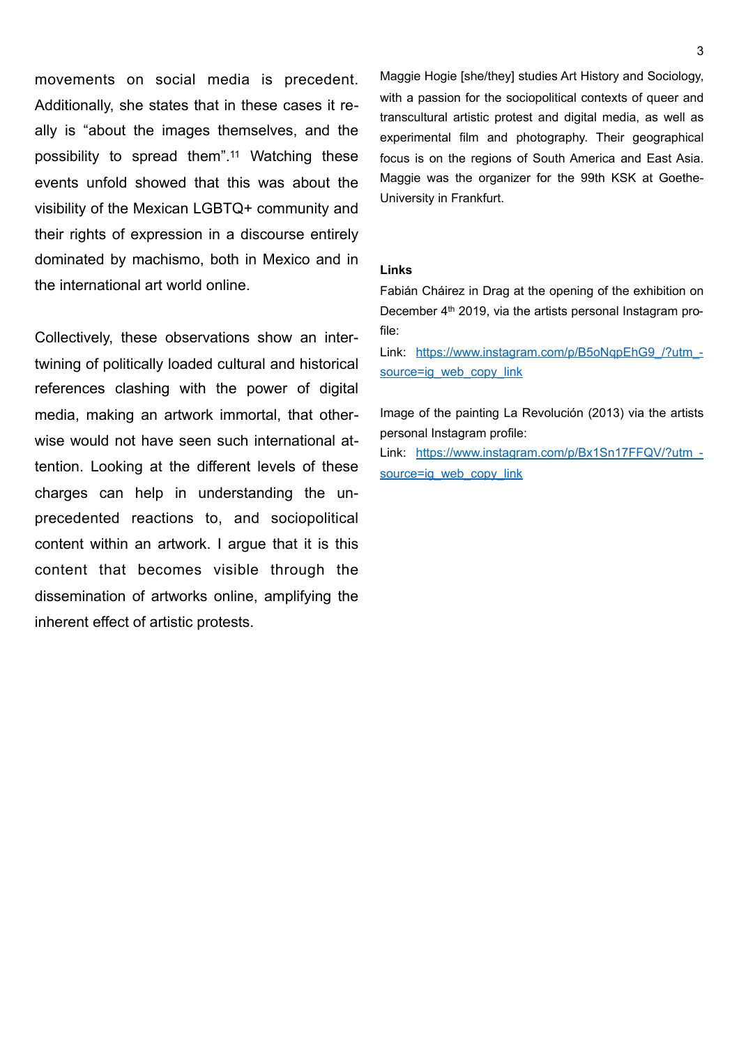movements on social media is precedent. Additionally, she states that in these cases it really is "about the images themselves, and the possibility to spread them".[11] Watching these events unfold showed that this was about the visibility of the Mexican LGBTQ+ community and their rights of expression in a discourse entirely dominated by machismo, both in Mexico and in the international art world online.

Collectively, these observations show an intertwining of politically loaded cultural and historical references clashing with the power of digital media, making an artwork immortal, that otherwise would not have seen such international attention. Looking at the different levels of these charges can help in understanding the unprecedented reactions to, and sociopolitical content within an artwork. I argue that it is this content that becomes visible through the dissemination of artworks online, amplifying the inherent effect of artistic protests.

Maggie Hogie [she/they] studies Art History and Sociology, with a passion for the sociopolitical contexts of queer and transcultural artistic protest and digital media, as well as experimental film and photography. Their geographical focus is on the regions of South America and East Asia. Maggie was the organizer for the 99th KSK at Goethe-University in Frankfurt.

**Links**

Fabián Cháirez in Drag at the opening of the exhibition on December 4th 2019, via the artists personal Instagram profile:

Link: [https://www.instagram.com/p/B5oNqpEhG9_/?utm_source=ig_web_copy_link](https://www.instagram.com/p/B5oNqpEhG9_/?utm_source=ig_web_copy_link)

Image of the painting La Revolución (2013) via the artists personal Instagram profile:

Link: [https://www.instagram.com/p/Bx1Sn17FFQV/?utm_source=ig_web_copy_link](https://www.instagram.com/p/Bx1Sn17FFQV/?utm_source=ig_web_copy_link)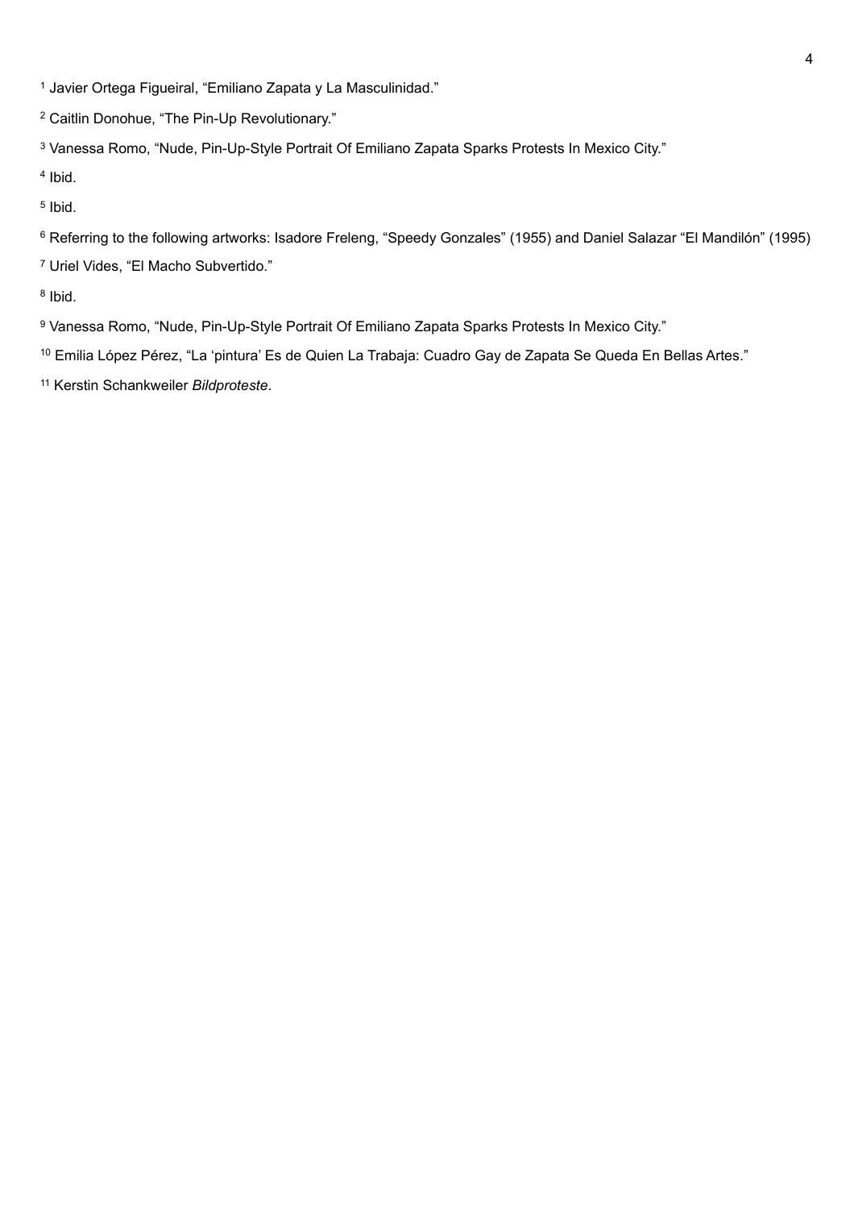[1] Javier Ortega Figueiral, “Emiliano Zapata y La Masculinidad.”

[2] Caitlin Donohue, “The Pin-Up Revolutionary.”

[3] Vanessa Romo, “Nude, Pin-Up-Style Portrait Of Emiliano Zapata Sparks Protests In Mexico City.”

[4] Ibid.

[5] Ibid.

[6] Referring to the following artworks: Isadore Freleng, “Speedy Gonzales” (1955) and Daniel Salazar “El Mandilón” (1995)

[7] Uriel Vides, “El Macho Subvertido.”

[8] Ibid.

[9] Vanessa Romo, “Nude, Pin-Up-Style Portrait Of Emiliano Zapata Sparks Protests In Mexico City.”

[10] Emilia López Pérez, “La ‘pintura’ Es de Quien La Trabaja: Cuadro Gay de Zapata Se Queda En Bellas Artes.”

[11] Kerstin Schankweiler *Bildproteste*.